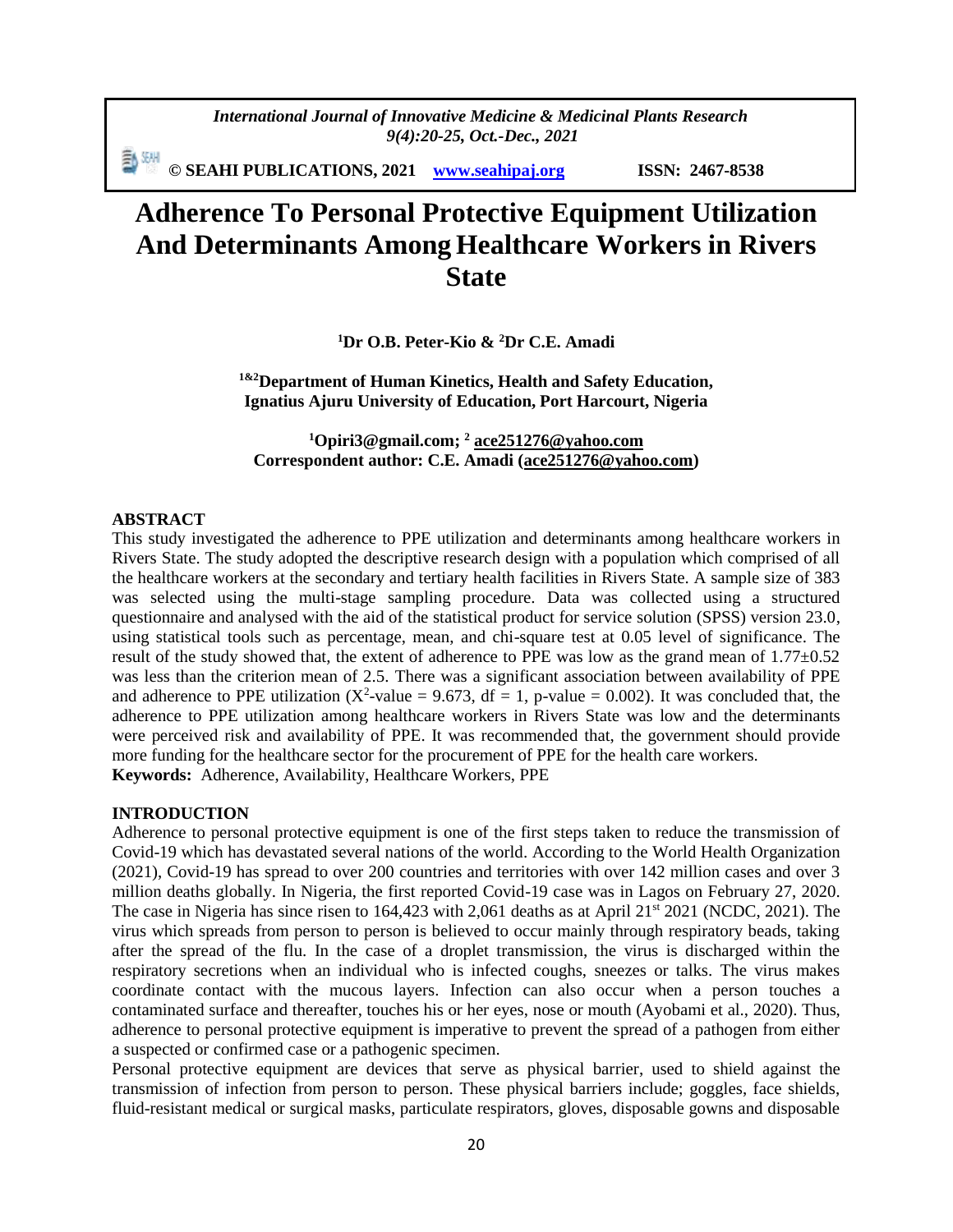# Adherence To Personal Protective Equipment Utilization And Determinants Among Healthcare Workers in Rivers State

**[1]Dr O.B. Peter-Kio & [2]Dr C.E. Amadi**

**[1&2]Department of Human Kinetics, Health and Safety Education, Ignatius Ajuru University of Education, Port Harcourt, Nigeria**

**[1]Opiri3@gmail.com; [2] ace251276@yahoo.com**
**Correspondent author: C.E. Amadi (ace251276@yahoo.com)**

## ABSTRACT

This study investigated the adherence to PPE utilization and determinants among healthcare workers in Rivers State. The study adopted the descriptive research design with a population which comprised of all the healthcare workers at the secondary and tertiary health facilities in Rivers State. A sample size of 383 was selected using the multi-stage sampling procedure. Data was collected using a structured questionnaire and analysed with the aid of the statistical product for service solution (SPSS) version 23.0, using statistical tools such as percentage, mean, and chi-square test at 0.05 level of significance. The result of the study showed that, the extent of adherence to PPE was low as the grand mean of $1.77 \pm 0.52$ was less than the criterion mean of 2.5. There was a significant association between availability of PPE and adherence to PPE utilization ($X^2$-value = 9.673, df = 1, p-value = 0.002). It was concluded that, the adherence to PPE utilization among healthcare workers in Rivers State was low and the determinants were perceived risk and availability of PPE. It was recommended that, the government should provide more funding for the healthcare sector for the procurement of PPE for the health care workers.

**Keywords:** Adherence, Availability, Healthcare Workers, PPE

## INTRODUCTION

Adherence to personal protective equipment is one of the first steps taken to reduce the transmission of Covid-19 which has devastated several nations of the world. According to the World Health Organization (2021), Covid-19 has spread to over 200 countries and territories with over 142 million cases and over 3 million deaths globally. In Nigeria, the first reported Covid-19 case was in Lagos on February 27, 2020. The case in Nigeria has since risen to 164,423 with 2,061 deaths as at April 21st 2021 (NCDC, 2021). The virus which spreads from person to person is believed to occur mainly through respiratory beads, taking after the spread of the flu. In the case of a droplet transmission, the virus is discharged within the respiratory secretions when an individual who is infected coughs, sneezes or talks. The virus makes coordinate contact with the mucous layers. Infection can also occur when a person touches a contaminated surface and thereafter, touches his or her eyes, nose or mouth (Ayobami et al., 2020). Thus, adherence to personal protective equipment is imperative to prevent the spread of a pathogen from either a suspected or confirmed case or a pathogenic specimen.

Personal protective equipment are devices that serve as physical barrier, used to shield against the transmission of infection from person to person. These physical barriers include; goggles, face shields, fluid-resistant medical or surgical masks, particulate respirators, gloves, disposable gowns and disposable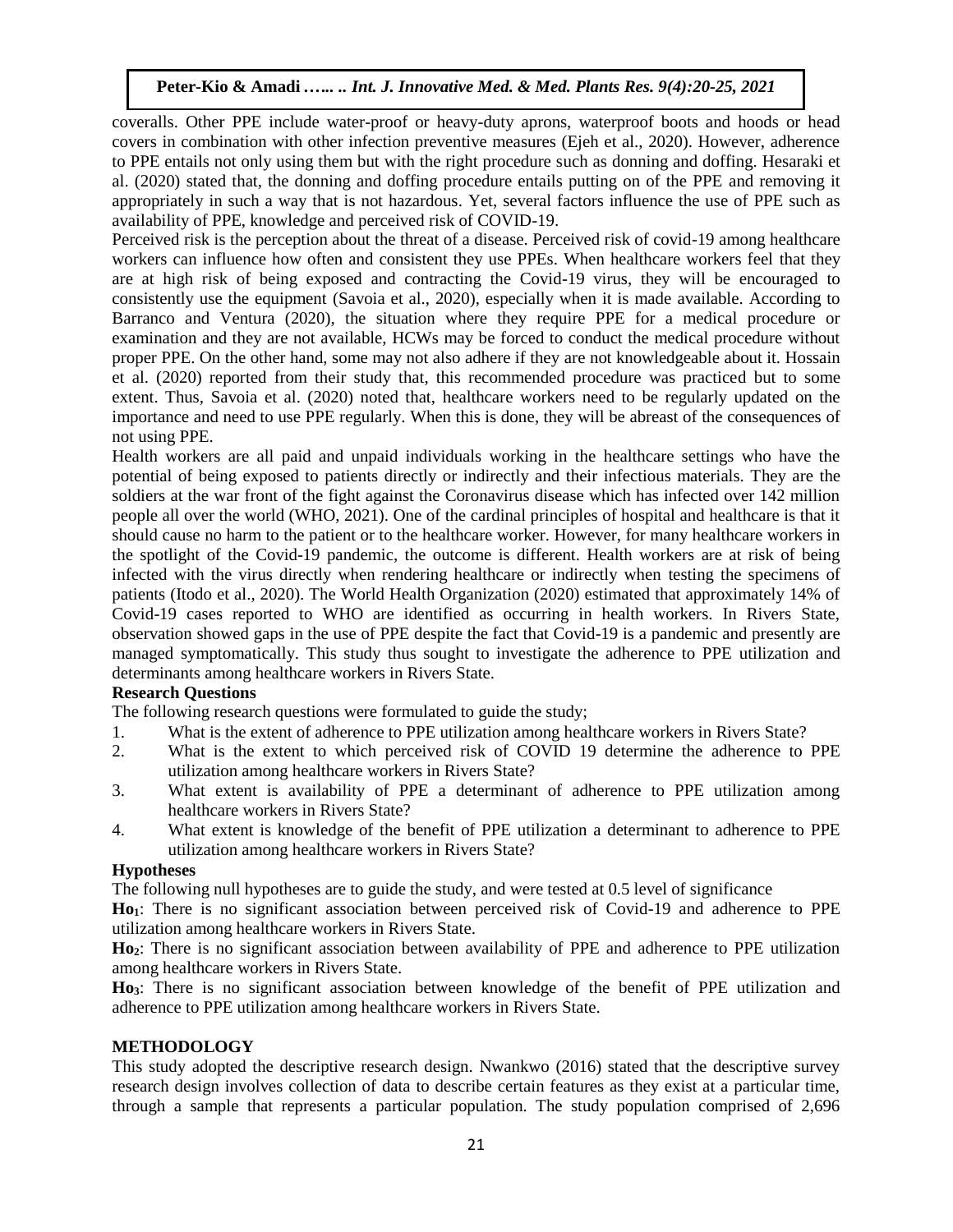coveralls. Other PPE include water-proof or heavy-duty aprons, waterproof boots and hoods or head covers in combination with other infection preventive measures (Ejeh et al., 2020). However, adherence to PPE entails not only using them but with the right procedure such as donning and doffing. Hesaraki et al. (2020) stated that, the donning and doffing procedure entails putting on of the PPE and removing it appropriately in such a way that is not hazardous. Yet, several factors influence the use of PPE such as availability of PPE, knowledge and perceived risk of COVID-19.

Perceived risk is the perception about the threat of a disease. Perceived risk of covid-19 among healthcare workers can influence how often and consistent they use PPEs. When healthcare workers feel that they are at high risk of being exposed and contracting the Covid-19 virus, they will be encouraged to consistently use the equipment (Savoia et al., 2020), especially when it is made available. According to Barranco and Ventura (2020), the situation where they require PPE for a medical procedure or examination and they are not available, HCWs may be forced to conduct the medical procedure without proper PPE. On the other hand, some may not also adhere if they are not knowledgeable about it. Hossain et al. (2020) reported from their study that, this recommended procedure was practiced but to some extent. Thus, Savoia et al. (2020) noted that, healthcare workers need to be regularly updated on the importance and need to use PPE regularly. When this is done, they will be abreast of the consequences of not using PPE.

Health workers are all paid and unpaid individuals working in the healthcare settings who have the potential of being exposed to patients directly or indirectly and their infectious materials. They are the soldiers at the war front of the fight against the Coronavirus disease which has infected over 142 million people all over the world (WHO, 2021). One of the cardinal principles of hospital and healthcare is that it should cause no harm to the patient or to the healthcare worker. However, for many healthcare workers in the spotlight of the Covid-19 pandemic, the outcome is different. Health workers are at risk of being infected with the virus directly when rendering healthcare or indirectly when testing the specimens of patients (Itodo et al., 2020). The World Health Organization (2020) estimated that approximately 14% of Covid-19 cases reported to WHO are identified as occurring in health workers. In Rivers State, observation showed gaps in the use of PPE despite the fact that Covid-19 is a pandemic and presently are managed symptomatically. This study thus sought to investigate the adherence to PPE utilization and determinants among healthcare workers in Rivers State.

**Research Questions**

The following research questions were formulated to guide the study;

1. What is the extent of adherence to PPE utilization among healthcare workers in Rivers State?
2. What is the extent to which perceived risk of COVID 19 determine the adherence to PPE utilization among healthcare workers in Rivers State?
3. What extent is availability of PPE a determinant of adherence to PPE utilization among healthcare workers in Rivers State?
4. What extent is knowledge of the benefit of PPE utilization a determinant to adherence to PPE utilization among healthcare workers in Rivers State?

**Hypotheses**

The following null hypotheses are to guide the study, and were tested at 0.5 level of significance

**$Ho_1$**: There is no significant association between perceived risk of Covid-19 and adherence to PPE utilization among healthcare workers in Rivers State.

**$Ho_2$**: There is no significant association between availability of PPE and adherence to PPE utilization among healthcare workers in Rivers State.

**$Ho_3$**: There is no significant association between knowledge of the benefit of PPE utilization and adherence to PPE utilization among healthcare workers in Rivers State.

## METHODOLOGY

This study adopted the descriptive research design. Nwankwo (2016) stated that the descriptive survey research design involves collection of data to describe certain features as they exist at a particular time, through a sample that represents a particular population. The study population comprised of 2,696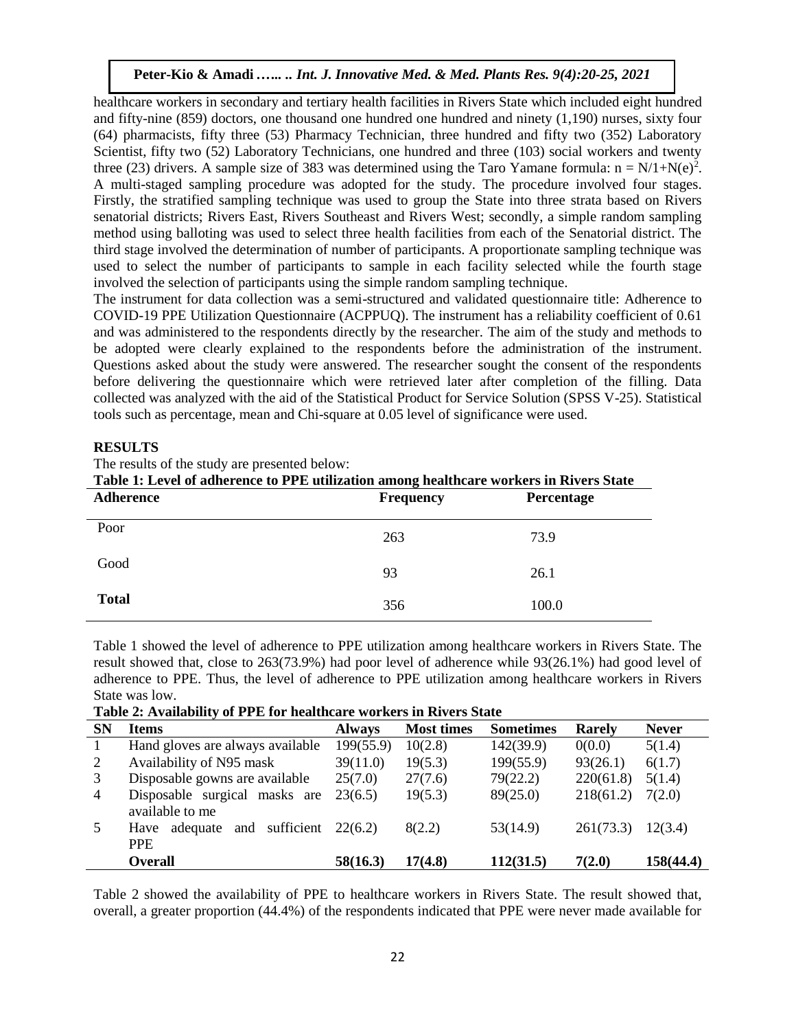healthcare workers in secondary and tertiary health facilities in Rivers State which included eight hundred and fifty-nine (859) doctors, one thousand one hundred one hundred and ninety (1,190) nurses, sixty four (64) pharmacists, fifty three (53) Pharmacy Technician, three hundred and fifty two (352) Laboratory Scientist, fifty two (52) Laboratory Technicians, one hundred and three (103) social workers and twenty three (23) drivers. A sample size of 383 was determined using the Taro Yamane formula: $n = N/1+N(e)^2$. A multi-staged sampling procedure was adopted for the study. The procedure involved four stages. Firstly, the stratified sampling technique was used to group the State into three strata based on Rivers senatorial districts; Rivers East, Rivers Southeast and Rivers West; secondly, a simple random sampling method using balloting was used to select three health facilities from each of the Senatorial district. The third stage involved the determination of number of participants. A proportionate sampling technique was used to select the number of participants to sample in each facility selected while the fourth stage involved the selection of participants using the simple random sampling technique.

The instrument for data collection was a semi-structured and validated questionnaire title: Adherence to COVID-19 PPE Utilization Questionnaire (ACPPUQ). The instrument has a reliability coefficient of 0.61 and was administered to the respondents directly by the researcher. The aim of the study and methods to be adopted were clearly explained to the respondents before the administration of the instrument. Questions asked about the study were answered. The researcher sought the consent of the respondents before delivering the questionnaire which were retrieved later after completion of the filling. Data collected was analyzed with the aid of the Statistical Product for Service Solution (SPSS V-25). Statistical tools such as percentage, mean and Chi-square at 0.05 level of significance were used.

## RESULTS

The results of the study are presented below:

**Table 1: Level of adherence to PPE utilization among healthcare workers in Rivers State**

| Adherence | Frequency | Percentage |
|---|---|---|
| Poor | 263 | 73.9 |
| Good | 93 | 26.1 |
| **Total** | 356 | 100.0 |

Table 1 showed the level of adherence to PPE utilization among healthcare workers in Rivers State. The result showed that, close to 263(73.9%) had poor level of adherence while 93(26.1%) had good level of adherence to PPE. Thus, the level of adherence to PPE utilization among healthcare workers in Rivers State was low.

**Table 2: Availability of PPE for healthcare workers in Rivers State**

| SN | Items | Always | Most times | Sometimes | Rarely | Never |
|---|---|---|---|---|---|---|
| 1 | Hand gloves are always available | 199(55.9) | 10(2.8) | 142(39.9) | 0(0.0) | 5(1.4) |
| 2 | Availability of N95 mask | 39(11.0) | 19(5.3) | 199(55.9) | 93(26.1) | 6(1.7) |
| 3 | Disposable gowns are available | 25(7.0) | 27(7.6) | 79(22.2) | 220(61.8) | 5(1.4) |
| 4 | Disposable surgical masks are available to me | 23(6.5) | 19(5.3) | 89(25.0) | 218(61.2) | 7(2.0) |
| 5 | Have adequate and sufficient PPE | 22(6.2) | 8(2.2) | 53(14.9) | 261(73.3) | 12(3.4) |
| | **Overall** | **58(16.3)** | **17(4.8)** | **112(31.5)** | **7(2.0)** | **158(44.4)** |

Table 2 showed the availability of PPE to healthcare workers in Rivers State. The result showed that, overall, a greater proportion (44.4%) of the respondents indicated that PPE were never made available for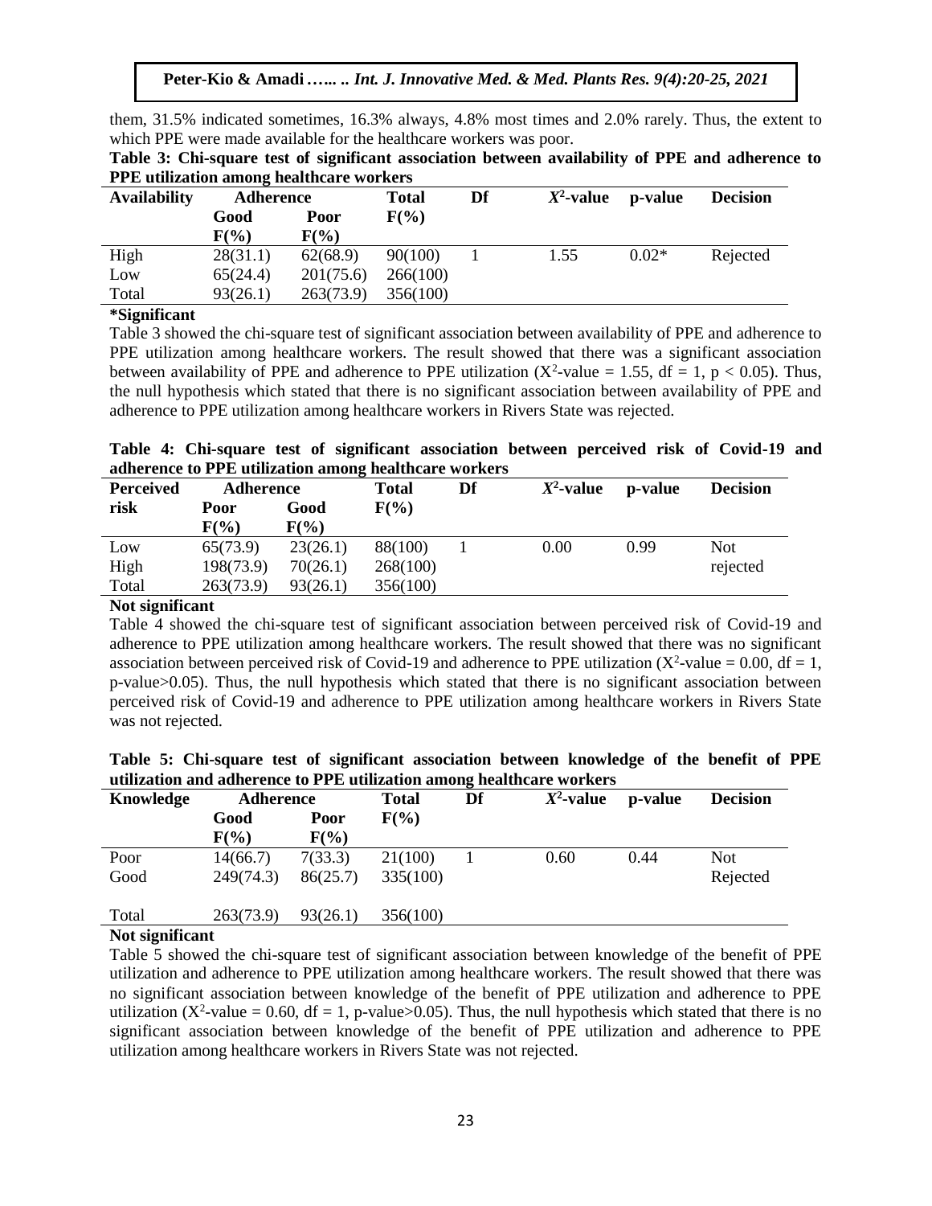them, 31.5% indicated sometimes, 16.3% always, 4.8% most times and 2.0% rarely. Thus, the extent to which PPE were made available for the healthcare workers was poor.

**Table 3: Chi-square test of significant association between availability of PPE and adherence to PPE utilization among healthcare workers**

| Availability | Adherence | | Total | Df | $X^2$-value | p-value | Decision |
|---|---|---|---|---|---|---|---|
| | Good F(%) | Poor F(%) | F(%) | | | | |
| High | 28(31.1) | 62(68.9) | 90(100) | 1 | 1.55 | 0.02* | Rejected |
| Low | 65(24.4) | 201(75.6) | 266(100) | | | | |
| Total | 93(26.1) | 263(73.9) | 356(100) | | | | |

**\*Significant**

Table 3 showed the chi-square test of significant association between availability of PPE and adherence to PPE utilization among healthcare workers. The result showed that there was a significant association between availability of PPE and adherence to PPE utilization ($X^2$-value = 1.55, df = 1, $p < 0.05$). Thus, the null hypothesis which stated that there is no significant association between availability of PPE and adherence to PPE utilization among healthcare workers in Rivers State was rejected.

**Table 4: Chi-square test of significant association between perceived risk of Covid-19 and adherence to PPE utilization among healthcare workers**

| Perceived risk | Adherence | | Total | Df | $X^2$-value | p-value | Decision |
|---|---|---|---|---|---|---|---|
| | Poor F(%) | Good F(%) | F(%) | | | | |
| Low | 65(73.9) | 23(26.1) | 88(100) | 1 | 0.00 | 0.99 | Not rejected |
| High | 198(73.9) | 70(26.1) | 268(100) | | | | |
| Total | 263(73.9) | 93(26.1) | 356(100) | | | | |

**Not significant**

Table 4 showed the chi-square test of significant association between perceived risk of Covid-19 and adherence to PPE utilization among healthcare workers. The result showed that there was no significant association between perceived risk of Covid-19 and adherence to PPE utilization ($X^2$-value = 0.00, df = 1, p-value>0.05). Thus, the null hypothesis which stated that there is no significant association between perceived risk of Covid-19 and adherence to PPE utilization among healthcare workers in Rivers State was not rejected.

**Table 5: Chi-square test of significant association between knowledge of the benefit of PPE utilization and adherence to PPE utilization among healthcare workers**

| Knowledge | Adherence | | Total | Df | $X^2$-value | p-value | Decision |
|---|---|---|---|---|---|---|---|
| | Good F(%) | Poor F(%) | F(%) | | | | |
| Poor | 14(66.7) | 7(33.3) | 21(100) | 1 | 0.60 | 0.44 | Not Rejected |
| Good | 249(74.3) | 86(25.7) | 335(100) | | | | |
| Total | 263(73.9) | 93(26.1) | 356(100) | | | | |

**Not significant**

Table 5 showed the chi-square test of significant association between knowledge of the benefit of PPE utilization and adherence to PPE utilization among healthcare workers. The result showed that there was no significant association between knowledge of the benefit of PPE utilization and adherence to PPE utilization ($X^2$-value = 0.60, df = 1, p-value>0.05). Thus, the null hypothesis which stated that there is no significant association between knowledge of the benefit of PPE utilization and adherence to PPE utilization among healthcare workers in Rivers State was not rejected.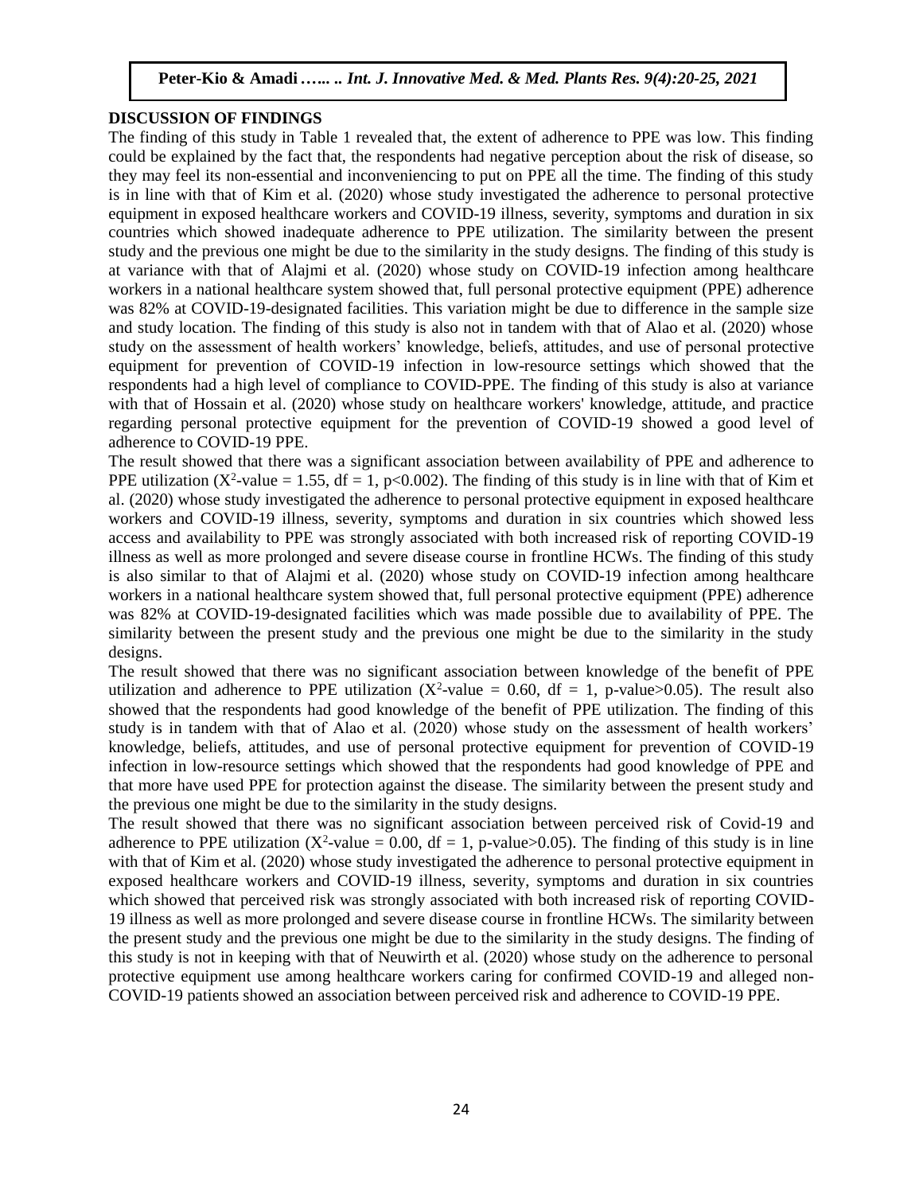## DISCUSSION OF FINDINGS

The finding of this study in Table 1 revealed that, the extent of adherence to PPE was low. This finding could be explained by the fact that, the respondents had negative perception about the risk of disease, so they may feel its non-essential and inconveniencing to put on PPE all the time. The finding of this study is in line with that of Kim et al. (2020) whose study investigated the adherence to personal protective equipment in exposed healthcare workers and COVID-19 illness, severity, symptoms and duration in six countries which showed inadequate adherence to PPE utilization. The similarity between the present study and the previous one might be due to the similarity in the study designs. The finding of this study is at variance with that of Alajmi et al. (2020) whose study on COVID-19 infection among healthcare workers in a national healthcare system showed that, full personal protective equipment (PPE) adherence was 82% at COVID-19-designated facilities. This variation might be due to difference in the sample size and study location. The finding of this study is also not in tandem with that of Alao et al. (2020) whose study on the assessment of health workers' knowledge, beliefs, attitudes, and use of personal protective equipment for prevention of COVID-19 infection in low-resource settings which showed that the respondents had a high level of compliance to COVID-PPE. The finding of this study is also at variance with that of Hossain et al. (2020) whose study on healthcare workers' knowledge, attitude, and practice regarding personal protective equipment for the prevention of COVID-19 showed a good level of adherence to COVID-19 PPE.

The result showed that there was a significant association between availability of PPE and adherence to PPE utilization ($X^2$-value = 1.55, df = 1, $p<0.002$). The finding of this study is in line with that of Kim et al. (2020) whose study investigated the adherence to personal protective equipment in exposed healthcare workers and COVID-19 illness, severity, symptoms and duration in six countries which showed less access and availability to PPE was strongly associated with both increased risk of reporting COVID-19 illness as well as more prolonged and severe disease course in frontline HCWs. The finding of this study is also similar to that of Alajmi et al. (2020) whose study on COVID-19 infection among healthcare workers in a national healthcare system showed that, full personal protective equipment (PPE) adherence was 82% at COVID-19-designated facilities which was made possible due to availability of PPE. The similarity between the present study and the previous one might be due to the similarity in the study designs.

The result showed that there was no significant association between knowledge of the benefit of PPE utilization and adherence to PPE utilization ($X^2$-value = 0.60, df = 1, p-value>0.05). The result also showed that the respondents had good knowledge of the benefit of PPE utilization. The finding of this study is in tandem with that of Alao et al. (2020) whose study on the assessment of health workers' knowledge, beliefs, attitudes, and use of personal protective equipment for prevention of COVID-19 infection in low-resource settings which showed that the respondents had good knowledge of PPE and that more have used PPE for protection against the disease. The similarity between the present study and the previous one might be due to the similarity in the study designs.

The result showed that there was no significant association between perceived risk of Covid-19 and adherence to PPE utilization ($X^2$-value = 0.00, df = 1, p-value>0.05). The finding of this study is in line with that of Kim et al. (2020) whose study investigated the adherence to personal protective equipment in exposed healthcare workers and COVID-19 illness, severity, symptoms and duration in six countries which showed that perceived risk was strongly associated with both increased risk of reporting COVID-19 illness as well as more prolonged and severe disease course in frontline HCWs. The similarity between the present study and the previous one might be due to the similarity in the study designs. The finding of this study is not in keeping with that of Neuwirth et al. (2020) whose study on the adherence to personal protective equipment use among healthcare workers caring for confirmed COVID-19 and alleged non-COVID-19 patients showed an association between perceived risk and adherence to COVID-19 PPE.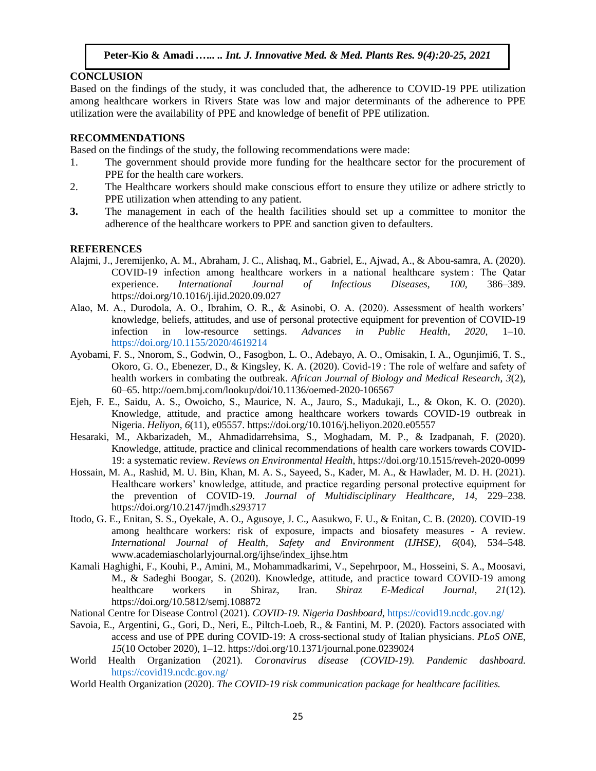## CONCLUSION

Based on the findings of the study, it was concluded that, the adherence to COVID-19 PPE utilization among healthcare workers in Rivers State was low and major determinants of the adherence to PPE utilization were the availability of PPE and knowledge of benefit of PPE utilization.

## RECOMMENDATIONS

Based on the findings of the study, the following recommendations were made:

1. The government should provide more funding for the healthcare sector for the procurement of PPE for the health care workers.
2. The Healthcare workers should make conscious effort to ensure they utilize or adhere strictly to PPE utilization when attending to any patient.
3. The management in each of the health facilities should set up a committee to monitor the adherence of the healthcare workers to PPE and sanction given to defaulters.

## REFERENCES

Alajmi, J., Jeremijenko, A. M., Abraham, J. C., Alishaq, M., Gabriel, E., Ajwad, A., & Abou-samra, A. (2020). COVID-19 infection among healthcare workers in a national healthcare system : The Qatar experience. *International Journal of Infectious Diseases*, *100*, 386–389. https://doi.org/10.1016/j.ijid.2020.09.027

Alao, M. A., Durodola, A. O., Ibrahim, O. R., & Asinobi, O. A. (2020). Assessment of health workers' knowledge, beliefs, attitudes, and use of personal protective equipment for prevention of COVID-19 infection in low-resource settings. *Advances in Public Health*, *2020*, 1–10. https://doi.org/10.1155/2020/4619214

Ayobami, F. S., Nnorom, S., Godwin, O., Fasogbon, L. O., Adebayo, A. O., Omisakin, I. A., Ogunjimi6, T. S., Okoro, G. O., Ebenezer, D., & Kingsley, K. A. (2020). Covid-19 : The role of welfare and safety of health workers in combating the outbreak. *African Journal of Biology and Medical Research*, *3*(2), 60–65. http://oem.bmj.com/lookup/doi/10.1136/oemed-2020-106567

Ejeh, F. E., Saidu, A. S., Owoicho, S., Maurice, N. A., Jauro, S., Madukaji, L., & Okon, K. O. (2020). Knowledge, attitude, and practice among healthcare workers towards COVID-19 outbreak in Nigeria. *Heliyon*, *6*(11), e05557. https://doi.org/10.1016/j.heliyon.2020.e05557

Hesaraki, M., Akbarizadeh, M., Ahmadidarrehsima, S., Moghadam, M. P., & Izadpanah, F. (2020). Knowledge, attitude, practice and clinical recommendations of health care workers towards COVID-19: a systematic review. *Reviews on Environmental Health*, https://doi.org/10.1515/reveh-2020-0099

Hossain, M. A., Rashid, M. U. Bin, Khan, M. A. S., Sayeed, S., Kader, M. A., & Hawlader, M. D. H. (2021). Healthcare workers' knowledge, attitude, and practice regarding personal protective equipment for the prevention of COVID-19. *Journal of Multidisciplinary Healthcare*, *14*, 229–238. https://doi.org/10.2147/jmdh.s293717

Itodo, G. E., Enitan, S. S., Oyekale, A. O., Agusoye, J. C., Aasukwo, F. U., & Enitan, C. B. (2020). COVID-19 among healthcare workers: risk of exposure, impacts and biosafety measures - A review. *International Journal of Health, Safety and Environment (IJHSE)*, *6*(04), 534–548. www.academiascholarlyjournal.org/ijhse/index_ijhse.htm

Kamali Haghighi, F., Kouhi, P., Amini, M., Mohammadkarimi, V., Sepehrpoor, M., Hosseini, S. A., Moosavi, M., & Sadeghi Boogar, S. (2020). Knowledge, attitude, and practice toward COVID-19 among healthcare workers in Shiraz, Iran. *Shiraz E-Medical Journal*, *21*(12). https://doi.org/10.5812/semj.108872

National Centre for Disease Control (2021). *COVID-19. Nigeria Dashboard*, https://covid19.ncdc.gov.ng/

Savoia, E., Argentini, G., Gori, D., Neri, E., Piltch-Loeb, R., & Fantini, M. P. (2020). Factors associated with access and use of PPE during COVID-19: A cross-sectional study of Italian physicians. *PLoS ONE*, *15*(10 October 2020), 1–12. https://doi.org/10.1371/journal.pone.0239024

World Health Organization (2021). *Coronavirus disease (COVID-19). Pandemic dashboard*. https://covid19.ncdc.gov.ng/

World Health Organization (2020). *The COVID-19 risk communication package for healthcare facilities.*